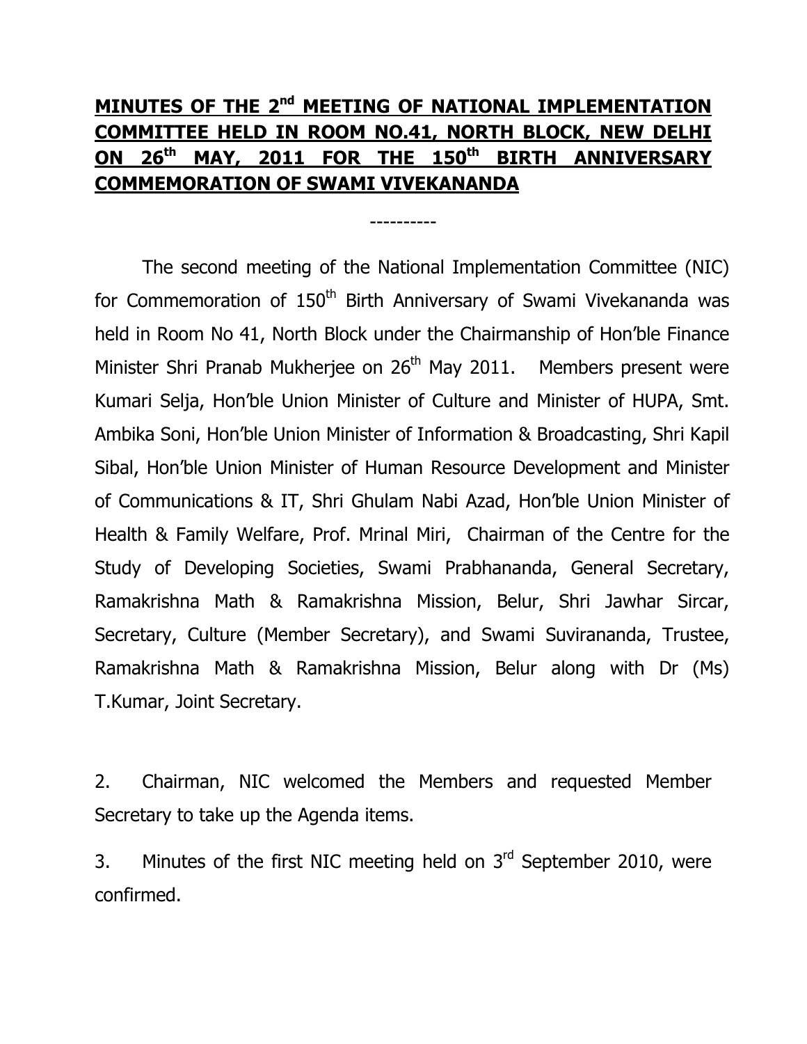# MINUTES OF THE 2nd MEETING OF NATIONAL IMPLEMENTATION COMMITTEE HELD IN ROOM NO.41, NORTH BLOCK, NEW DELHI ON 26th MAY, 2011 FOR THE 150th BIRTH ANNIVERSARY COMMEMORATION OF SWAMI VIVEKANANDA

----------

The second meeting of the National Implementation Committee (NIC) for Commemoration of 150th Birth Anniversary of Swami Vivekananda was held in Room No 41, North Block under the Chairmanship of Hon'ble Finance Minister Shri Pranab Mukherjee on 26th May 2011. Members present were Kumari Selja, Hon'ble Union Minister of Culture and Minister of HUPA, Smt. Ambika Soni, Hon'ble Union Minister of Information & Broadcasting, Shri Kapil Sibal, Hon'ble Union Minister of Human Resource Development and Minister of Communications & IT, Shri Ghulam Nabi Azad, Hon'ble Union Minister of Health & Family Welfare, Prof. Mrinal Miri, Chairman of the Centre for the Study of Developing Societies, Swami Prabhananda, General Secretary, Ramakrishna Math & Ramakrishna Mission, Belur, Shri Jawhar Sircar, Secretary, Culture (Member Secretary), and Swami Suvirananda, Trustee, Ramakrishna Math & Ramakrishna Mission, Belur along with Dr (Ms) T.Kumar, Joint Secretary.

2. Chairman, NIC welcomed the Members and requested Member Secretary to take up the Agenda items.

3. Minutes of the first NIC meeting held on 3rd September 2010, were confirmed.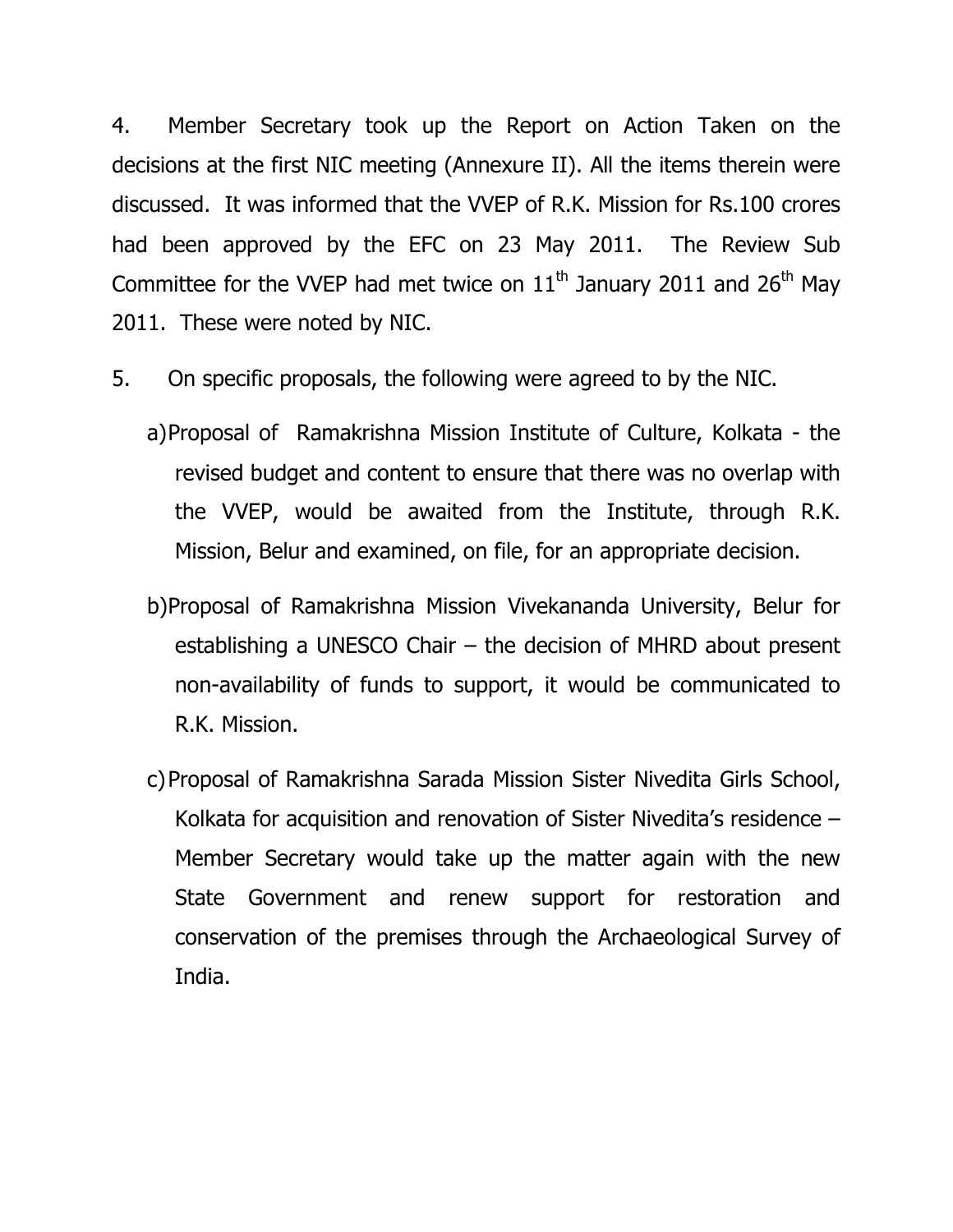4. Member Secretary took up the Report on Action Taken on the decisions at the first NIC meeting (Annexure II). All the items therein were discussed. It was informed that the VVEP of R.K. Mission for Rs.100 crores had been approved by the EFC on 23 May 2011. The Review Sub Committee for the VVEP had met twice on 11th January 2011 and 26th May 2011. These were noted by NIC.

5. On specific proposals, the following were agreed to by the NIC.

   a) Proposal of Ramakrishna Mission Institute of Culture, Kolkata - the revised budget and content to ensure that there was no overlap with the VVEP, would be awaited from the Institute, through R.K. Mission, Belur and examined, on file, for an appropriate decision.

   b) Proposal of Ramakrishna Mission Vivekananda University, Belur for establishing a UNESCO Chair – the decision of MHRD about present non-availability of funds to support, it would be communicated to R.K. Mission.

   c) Proposal of Ramakrishna Sarada Mission Sister Nivedita Girls School, Kolkata for acquisition and renovation of Sister Nivedita's residence – Member Secretary would take up the matter again with the new State Government and renew support for restoration and conservation of the premises through the Archaeological Survey of India.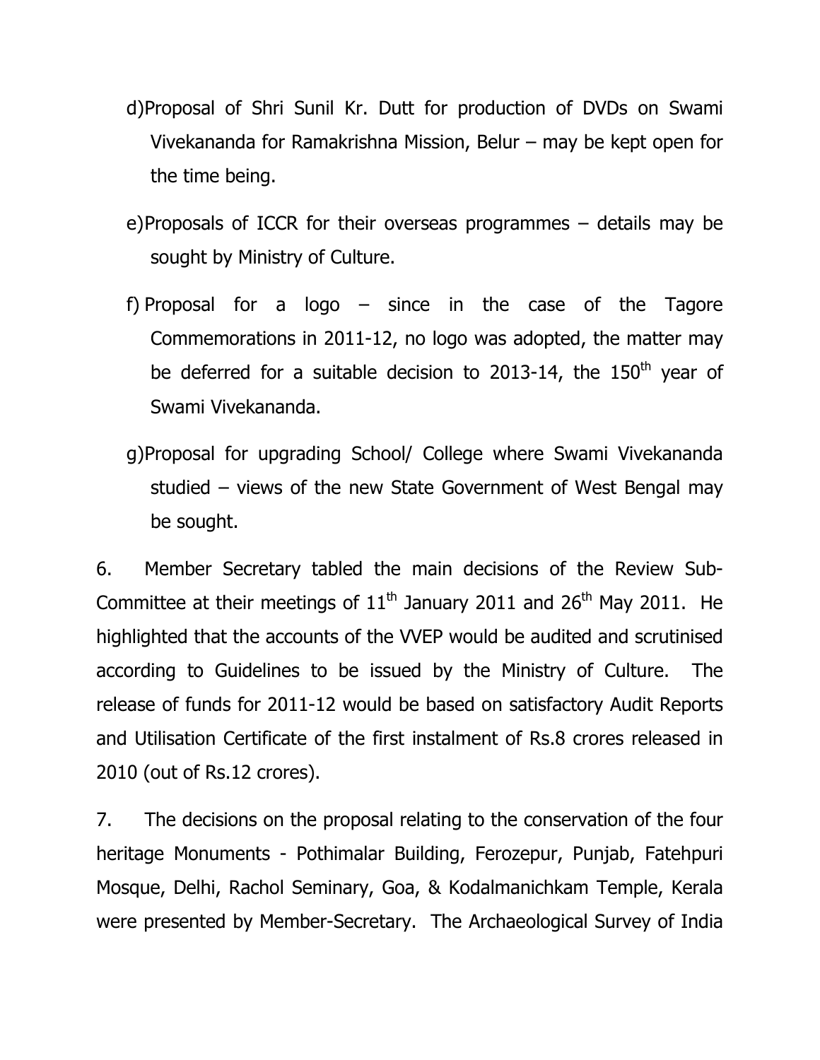d) Proposal of Shri Sunil Kr. Dutt for production of DVDs on Swami Vivekananda for Ramakrishna Mission, Belur – may be kept open for the time being.

e) Proposals of ICCR for their overseas programmes – details may be sought by Ministry of Culture.

f) Proposal for a logo – since in the case of the Tagore Commemorations in 2011-12, no logo was adopted, the matter may be deferred for a suitable decision to 2013-14, the 150th year of Swami Vivekananda.

g) Proposal for upgrading School/ College where Swami Vivekananda studied – views of the new State Government of West Bengal may be sought.

6. Member Secretary tabled the main decisions of the Review Sub-Committee at their meetings of 11th January 2011 and 26th May 2011. He highlighted that the accounts of the VVEP would be audited and scrutinised according to Guidelines to be issued by the Ministry of Culture. The release of funds for 2011-12 would be based on satisfactory Audit Reports and Utilisation Certificate of the first instalment of Rs.8 crores released in 2010 (out of Rs.12 crores).

7. The decisions on the proposal relating to the conservation of the four heritage Monuments - Pothimalar Building, Ferozepur, Punjab, Fatehpuri Mosque, Delhi, Rachol Seminary, Goa, & Kodalmanichkam Temple, Kerala were presented by Member-Secretary. The Archaeological Survey of India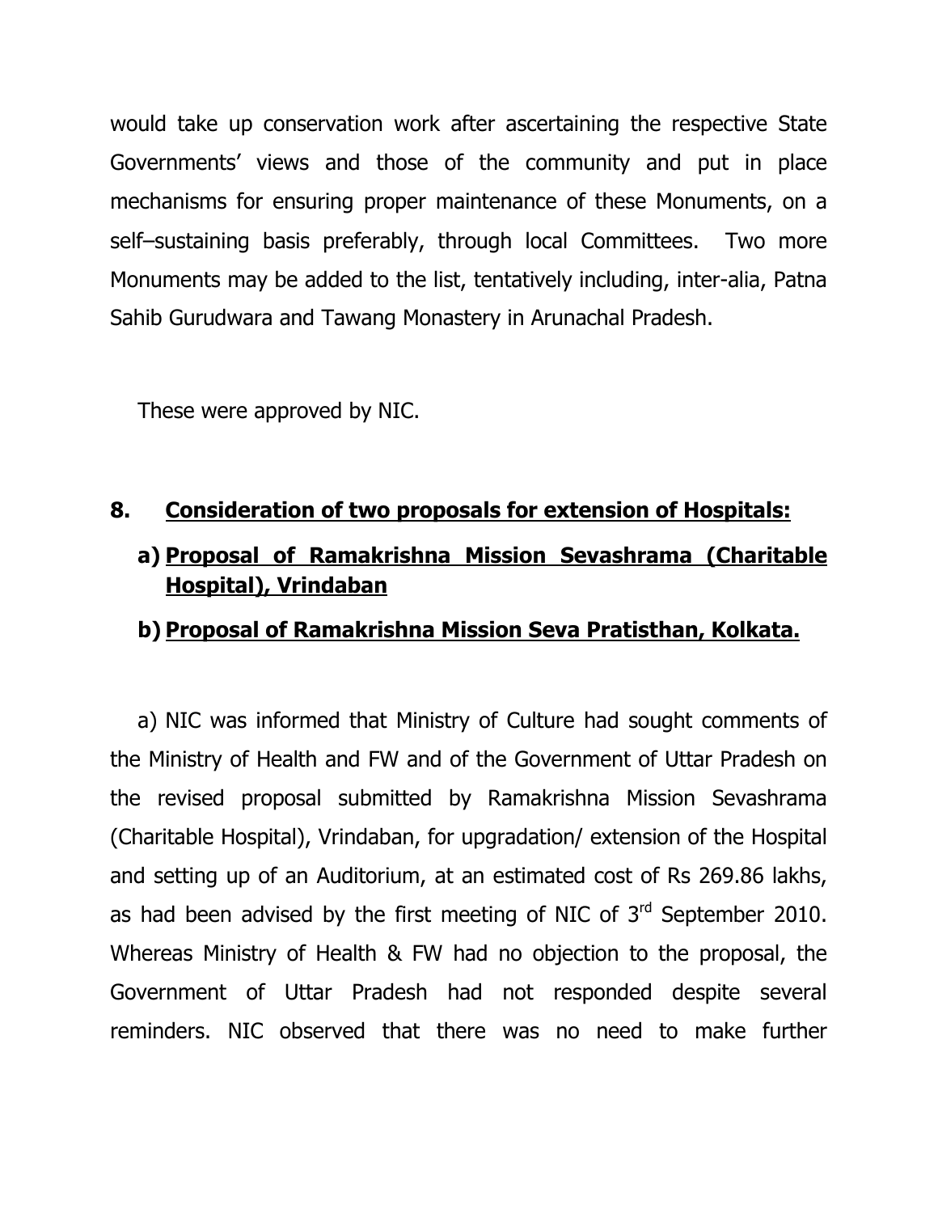would take up conservation work after ascertaining the respective State Governments' views and those of the community and put in place mechanisms for ensuring proper maintenance of these Monuments, on a self–sustaining basis preferably, through local Committees. Two more Monuments may be added to the list, tentatively including, inter-alia, Patna Sahib Gurudwara and Tawang Monastery in Arunachal Pradesh.

These were approved by NIC.

**8. <u>Consideration of two proposals for extension of Hospitals:</u>**

**a) <u>Proposal of Ramakrishna Mission Sevashrama (Charitable Hospital), Vrindaban</u>**

**b) <u>Proposal of Ramakrishna Mission Seva Pratisthan, Kolkata.</u>**

a) NIC was informed that Ministry of Culture had sought comments of the Ministry of Health and FW and of the Government of Uttar Pradesh on the revised proposal submitted by Ramakrishna Mission Sevashrama (Charitable Hospital), Vrindaban, for upgradation/ extension of the Hospital and setting up of an Auditorium, at an estimated cost of Rs 269.86 lakhs, as had been advised by the first meeting of NIC of 3rd September 2010. Whereas Ministry of Health & FW had no objection to the proposal, the Government of Uttar Pradesh had not responded despite several reminders. NIC observed that there was no need to make further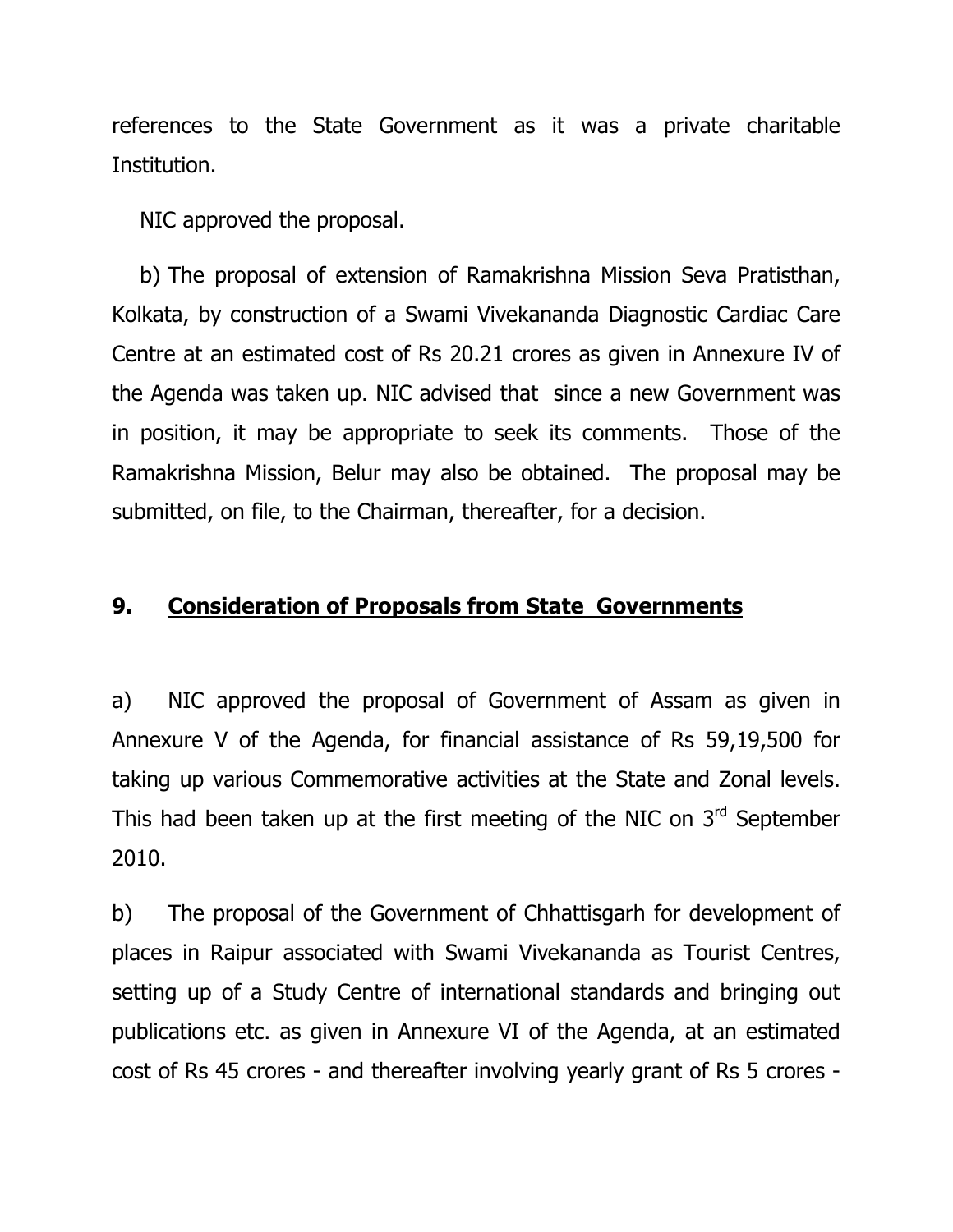references to the State Government as it was a private charitable Institution.

NIC approved the proposal.

b) The proposal of extension of Ramakrishna Mission Seva Pratisthan, Kolkata, by construction of a Swami Vivekananda Diagnostic Cardiac Care Centre at an estimated cost of Rs 20.21 crores as given in Annexure IV of the Agenda was taken up. NIC advised that since a new Government was in position, it may be appropriate to seek its comments. Those of the Ramakrishna Mission, Belur may also be obtained. The proposal may be submitted, on file, to the Chairman, thereafter, for a decision.

## 9. Consideration of Proposals from State Governments

a) NIC approved the proposal of Government of Assam as given in Annexure V of the Agenda, for financial assistance of Rs 59,19,500 for taking up various Commemorative activities at the State and Zonal levels. This had been taken up at the first meeting of the NIC on 3rd September 2010.

b) The proposal of the Government of Chhattisgarh for development of places in Raipur associated with Swami Vivekananda as Tourist Centres, setting up of a Study Centre of international standards and bringing out publications etc. as given in Annexure VI of the Agenda, at an estimated cost of Rs 45 crores - and thereafter involving yearly grant of Rs 5 crores -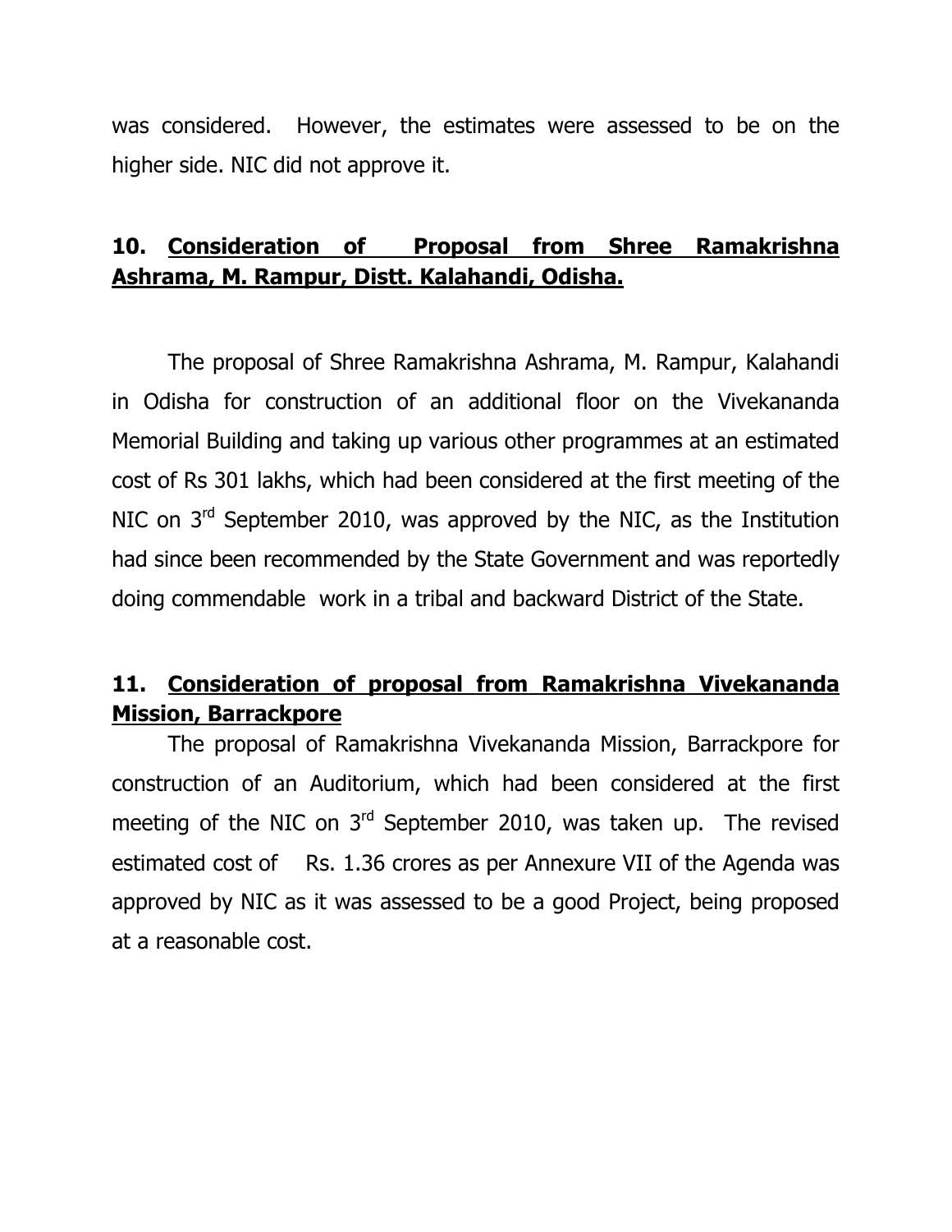was considered. However, the estimates were assessed to be on the higher side. NIC did not approve it.

### 10. Consideration of Proposal from Shree Ramakrishna Ashrama, M. Rampur, Distt. Kalahandi, Odisha.

The proposal of Shree Ramakrishna Ashrama, M. Rampur, Kalahandi in Odisha for construction of an additional floor on the Vivekananda Memorial Building and taking up various other programmes at an estimated cost of Rs 301 lakhs, which had been considered at the first meeting of the NIC on 3rd September 2010, was approved by the NIC, as the Institution had since been recommended by the State Government and was reportedly doing commendable work in a tribal and backward District of the State.

### 11. Consideration of proposal from Ramakrishna Vivekananda Mission, Barrackpore

The proposal of Ramakrishna Vivekananda Mission, Barrackpore for construction of an Auditorium, which had been considered at the first meeting of the NIC on 3rd September 2010, was taken up. The revised estimated cost of Rs. 1.36 crores as per Annexure VII of the Agenda was approved by NIC as it was assessed to be a good Project, being proposed at a reasonable cost.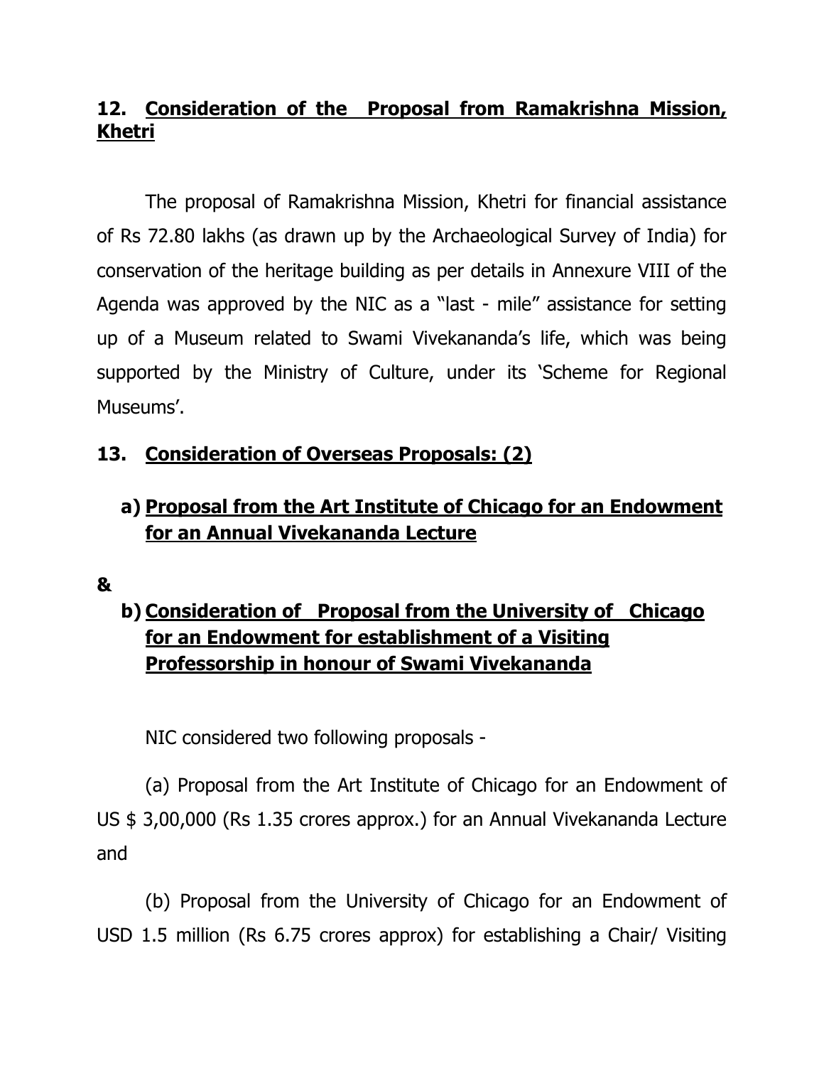## 12. <u>Consideration of the Proposal from Ramakrishna Mission, Khetri</u>

The proposal of Ramakrishna Mission, Khetri for financial assistance of Rs 72.80 lakhs (as drawn up by the Archaeological Survey of India) for conservation of the heritage building as per details in Annexure VIII of the Agenda was approved by the NIC as a "last - mile" assistance for setting up of a Museum related to Swami Vivekananda's life, which was being supported by the Ministry of Culture, under its 'Scheme for Regional Museums'.

## 13. <u>Consideration of Overseas Proposals: (2)</u>

### a) <u>Proposal from the Art Institute of Chicago for an Endowment for an Annual Vivekananda Lecture</u>

**&**

### b) <u>Consideration of Proposal from the University of Chicago for an Endowment for establishment of a Visiting Professorship in honour of Swami Vivekananda</u>

NIC considered two following proposals -

(a) Proposal from the Art Institute of Chicago for an Endowment of US $ 3,00,000 (Rs 1.35 crores approx.) for an Annual Vivekananda Lecture and

(b) Proposal from the University of Chicago for an Endowment of USD 1.5 million (Rs 6.75 crores approx) for establishing a Chair/ Visiting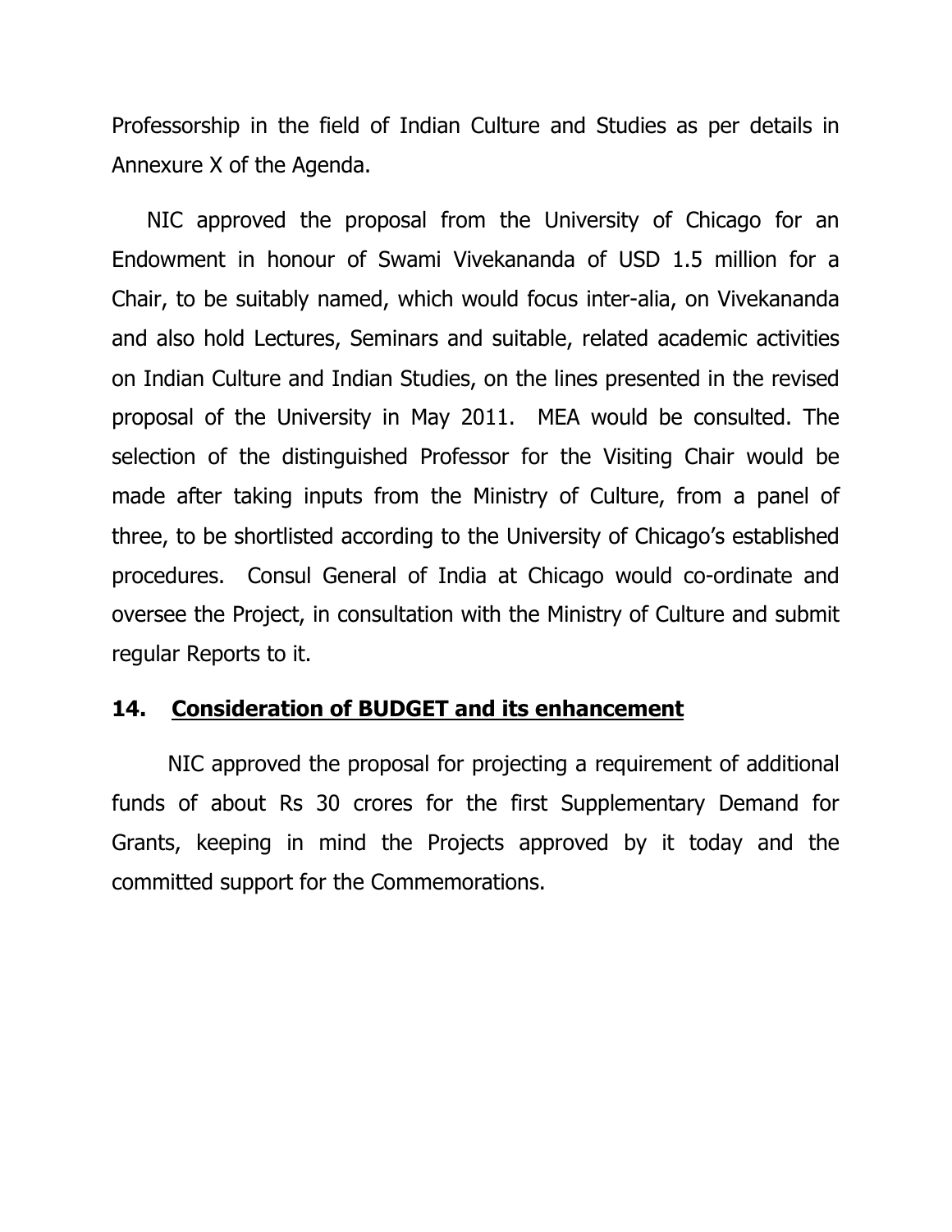Professorship in the field of Indian Culture and Studies as per details in Annexure X of the Agenda.

NIC approved the proposal from the University of Chicago for an Endowment in honour of Swami Vivekananda of USD 1.5 million for a Chair, to be suitably named, which would focus inter-alia, on Vivekananda and also hold Lectures, Seminars and suitable, related academic activities on Indian Culture and Indian Studies, on the lines presented in the revised proposal of the University in May 2011. MEA would be consulted. The selection of the distinguished Professor for the Visiting Chair would be made after taking inputs from the Ministry of Culture, from a panel of three, to be shortlisted according to the University of Chicago's established procedures. Consul General of India at Chicago would co-ordinate and oversee the Project, in consultation with the Ministry of Culture and submit regular Reports to it.

## 14. <u>Consideration of BUDGET and its enhancement</u>

NIC approved the proposal for projecting a requirement of additional funds of about Rs 30 crores for the first Supplementary Demand for Grants, keeping in mind the Projects approved by it today and the committed support for the Commemorations.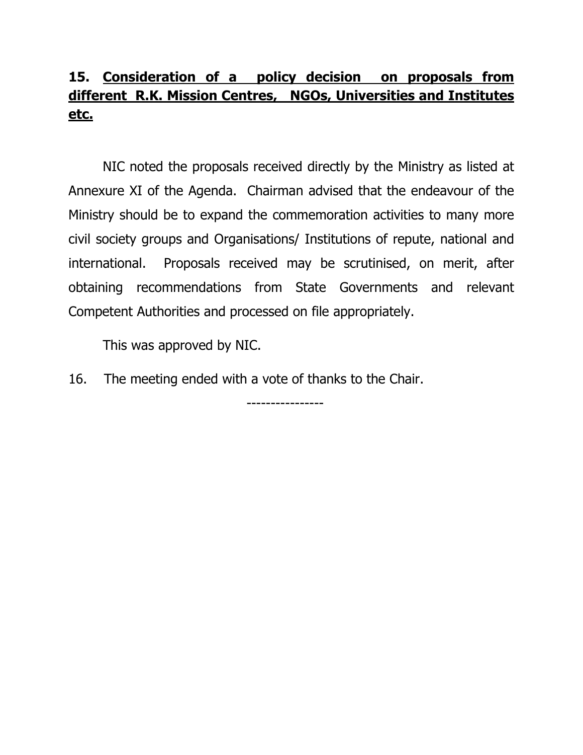**15. <u>Consideration of a policy decision on proposals from different R.K. Mission Centres, NGOs, Universities and Institutes etc.</u>**

NIC noted the proposals received directly by the Ministry as listed at Annexure XI of the Agenda. Chairman advised that the endeavour of the Ministry should be to expand the commemoration activities to many more civil society groups and Organisations/ Institutions of repute, national and international. Proposals received may be scrutinised, on merit, after obtaining recommendations from State Governments and relevant Competent Authorities and processed on file appropriately.

This was approved by NIC.

16. The meeting ended with a vote of thanks to the Chair.

----------------